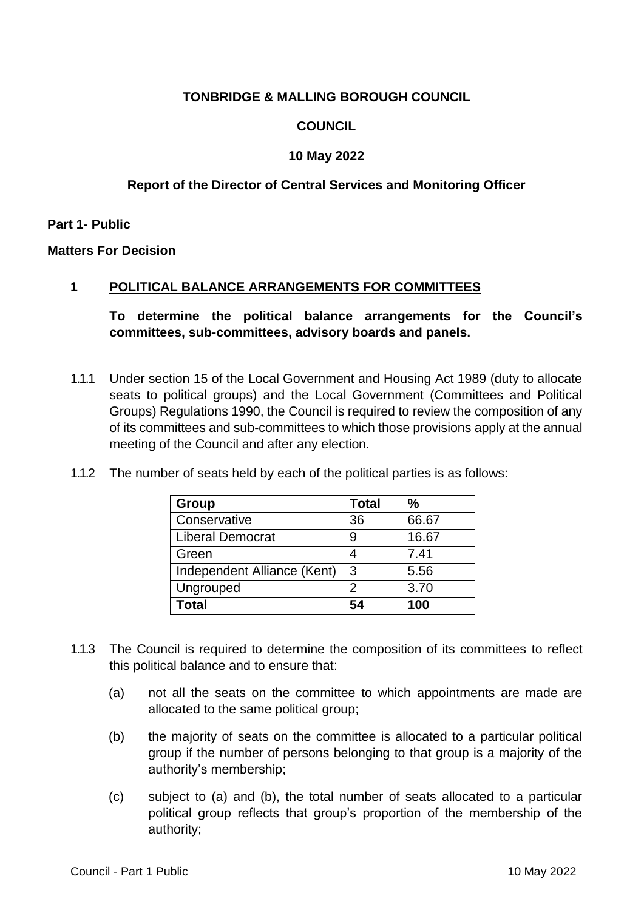**TONBRIDGE & MALLING BOROUGH COUNCIL**

**COUNCIL**

**10 May 2022**

**Report of the Director of Central Services and Monitoring Officer**

**Part 1- Public**

**Matters For Decision**

## 1 POLITICAL BALANCE ARRANGEMENTS FOR COMMITTEES

**To determine the political balance arrangements for the Council's committees, sub-committees, advisory boards and panels.**

1.1.1 Under section 15 of the Local Government and Housing Act 1989 (duty to allocate seats to political groups) and the Local Government (Committees and Political Groups) Regulations 1990, the Council is required to review the composition of any of its committees and sub-committees to which those provisions apply at the annual meeting of the Council and after any election.

1.1.2 The number of seats held by each of the political parties is as follows:

| Group | Total | % |
|---|---|---|
| Conservative | 36 | 66.67 |
| Liberal Democrat | 9 | 16.67 |
| Green | 4 | 7.41 |
| Independent Alliance (Kent) | 3 | 5.56 |
| Ungrouped | 2 | 3.70 |
| **Total** | **54** | **100** |

1.1.3 The Council is required to determine the composition of its committees to reflect this political balance and to ensure that:

(a) not all the seats on the committee to which appointments are made are allocated to the same political group;

(b) the majority of seats on the committee is allocated to a particular political group if the number of persons belonging to that group is a majority of the authority's membership;

(c) subject to (a) and (b), the total number of seats allocated to a particular political group reflects that group's proportion of the membership of the authority;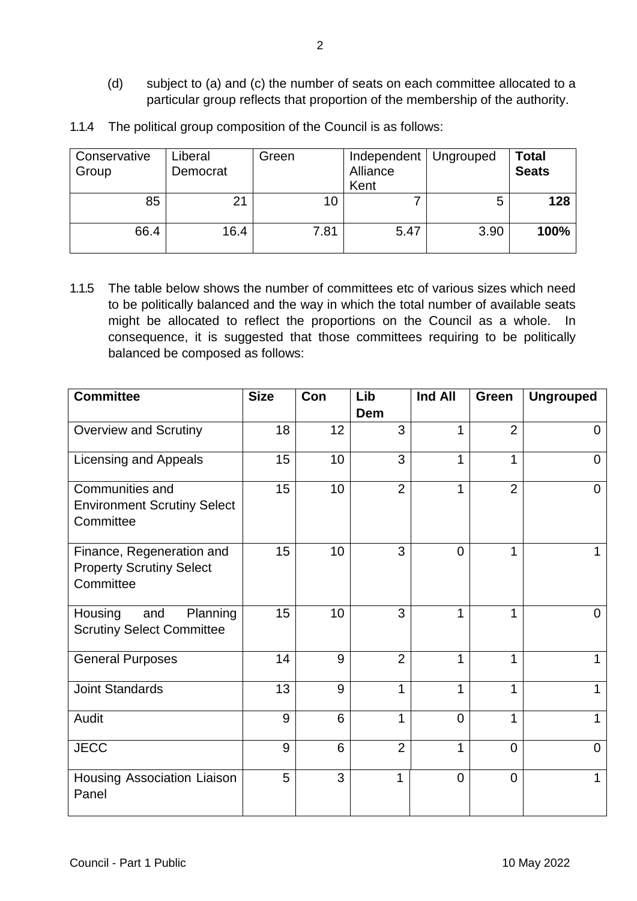(d) subject to (a) and (c) the number of seats on each committee allocated to a particular group reflects that proportion of the membership of the authority.

1.1.4 The political group composition of the Council is as follows:

| Conservative Group | Liberal Democrat | Green | Independent Alliance Kent | Ungrouped | **Total Seats** |
|---|---|---|---|---|---|
| 85 | 21 | 10 | 7 | 5 | **128** |
| 66.4 | 16.4 | 7.81 | 5.47 | 3.90 | **100%** |

1.1.5 The table below shows the number of committees etc of various sizes which need to be politically balanced and the way in which the total number of available seats might be allocated to reflect the proportions on the Council as a whole. In consequence, it is suggested that those committees requiring to be politically balanced be composed as follows:

| **Committee** | **Size** | **Con** | **Lib Dem** | **Ind All** | **Green** | **Ungrouped** |
|---|---|---|---|---|---|---|
| Overview and Scrutiny | 18 | 12 | 3 | 1 | 2 | 0 |
| Licensing and Appeals | 15 | 10 | 3 | 1 | 1 | 0 |
| Communities and Environment Scrutiny Select Committee | 15 | 10 | 2 | 1 | 2 | 0 |
| Finance, Regeneration and Property Scrutiny Select Committee | 15 | 10 | 3 | 0 | 1 | 1 |
| Housing and Planning Scrutiny Select Committee | 15 | 10 | 3 | 1 | 1 | 0 |
| General Purposes | 14 | 9 | 2 | 1 | 1 | 1 |
| Joint Standards | 13 | 9 | 1 | 1 | 1 | 1 |
| Audit | 9 | 6 | 1 | 0 | 1 | 1 |
| JECC | 9 | 6 | 2 | 1 | 0 | 0 |
| Housing Association Liaison Panel | 5 | 3 | 1 | 0 | 0 | 1 |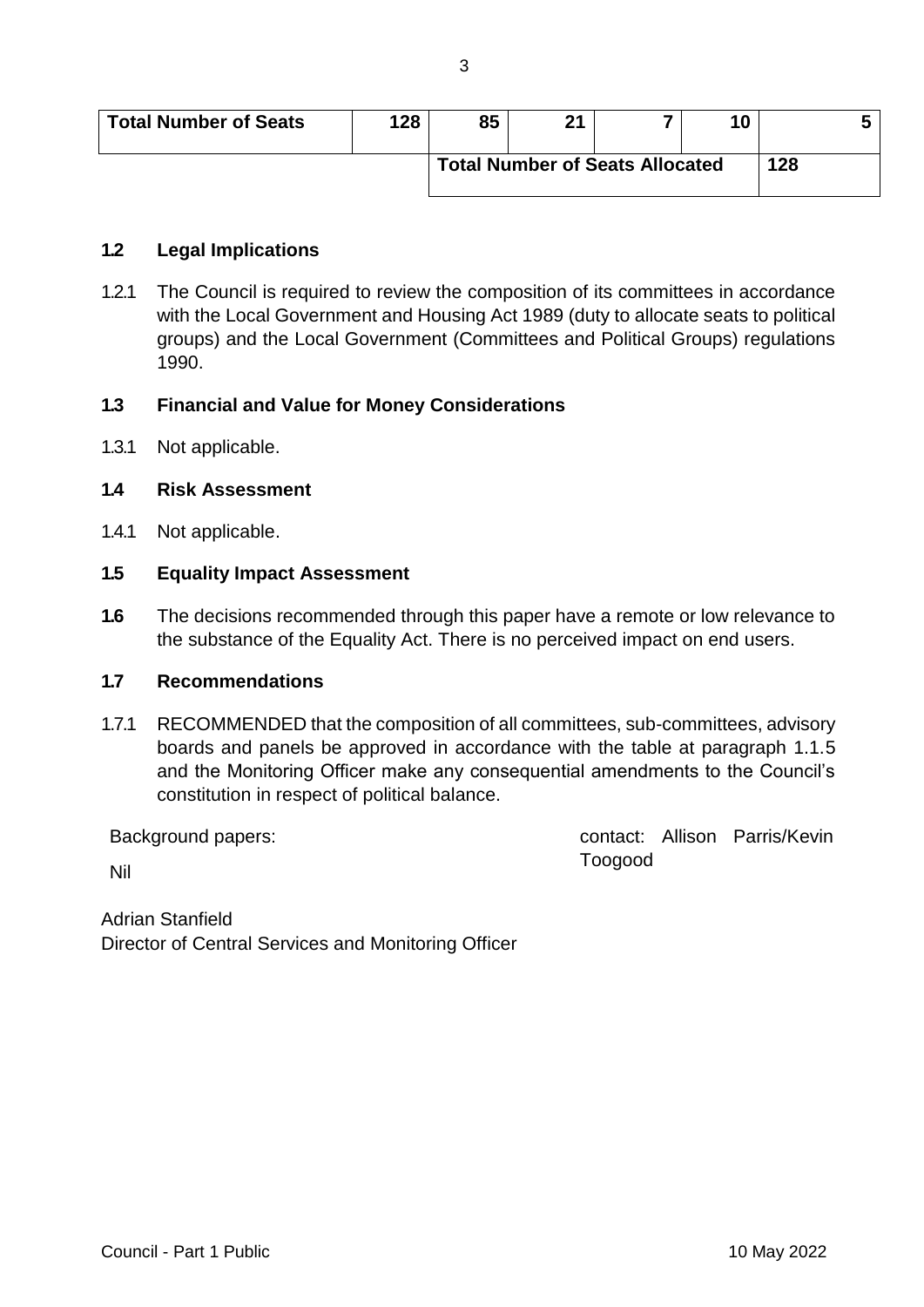| | | | | | | |
|---|---|---|---|---|---|---|
| **Total Number of Seats** | **128** | **85** | **21** | **7** | **10** | **5** |
| | | **Total Number of Seats Allocated** | | | | **128** |

## 1.2 Legal Implications

1.2.1 The Council is required to review the composition of its committees in accordance with the Local Government and Housing Act 1989 (duty to allocate seats to political groups) and the Local Government (Committees and Political Groups) regulations 1990.

## 1.3 Financial and Value for Money Considerations

1.3.1 Not applicable.

## 1.4 Risk Assessment

1.4.1 Not applicable.

## 1.5 Equality Impact Assessment

**1.6** The decisions recommended through this paper have a remote or low relevance to the substance of the Equality Act. There is no perceived impact on end users.

## 1.7 Recommendations

1.7.1 RECOMMENDED that the composition of all committees, sub-committees, advisory boards and panels be approved in accordance with the table at paragraph 1.1.5 and the Monitoring Officer make any consequential amendments to the Council's constitution in respect of political balance.

Background papers:

Nil

contact: Allison Parris/Kevin Toogood

Adrian Stanfield
Director of Central Services and Monitoring Officer